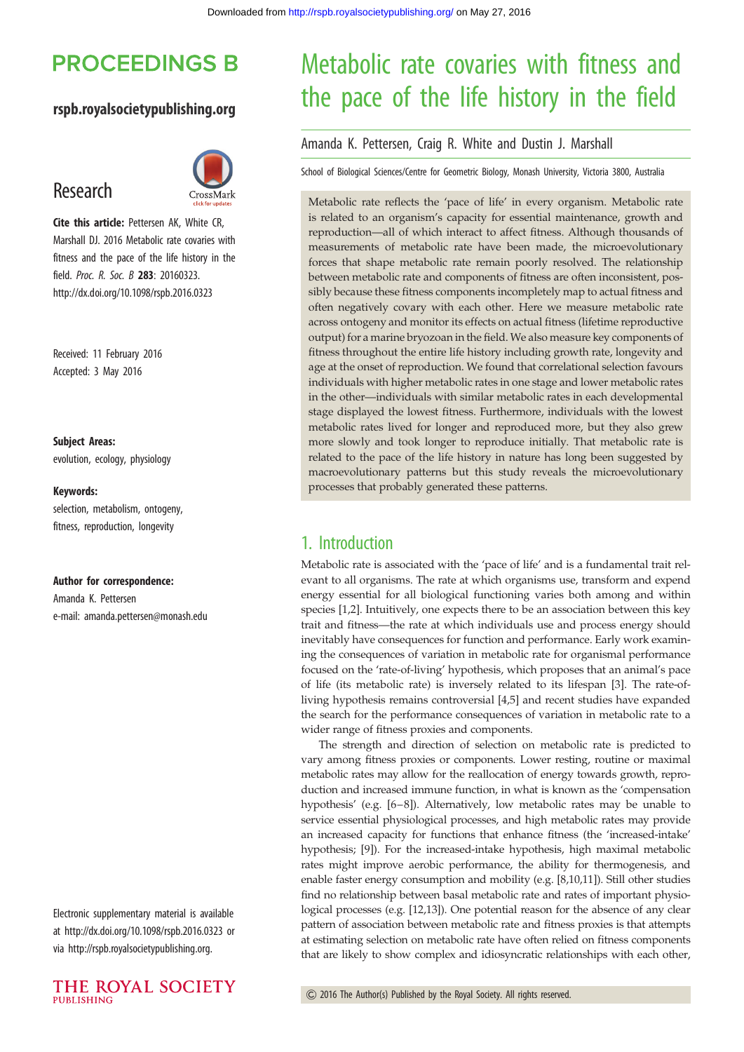# Metabolic rate covaries with fitness and the pace of the life history in the field

Amanda K. Pettersen, Craig R. White and Dustin J. Marshall

School of Biological Sciences/Centre for Geometric Biology, Monash University, Victoria 3800, Australia

**PROCEEDINGS B**

**rspb.royalsocietypublishing.org**

## Research

**Cite this article:** Pettersen AK, White CR, Marshall DJ. 2016 Metabolic rate covaries with fitness and the pace of the life history in the field. *Proc. R. Soc. B* **283**: 20160323. http://dx.doi.org/10.1098/rspb.2016.0323

Received: 11 February 2016
Accepted: 3 May 2016

**Subject Areas:**
evolution, ecology, physiology

**Keywords:**
selection, metabolism, ontogeny, fitness, reproduction, longevity

**Author for correspondence:**
Amanda K. Pettersen
e-mail: amanda.pettersen@monash.edu

Electronic supplementary material is available at http://dx.doi.org/10.1098/rspb.2016.0323 or via http://rspb.royalsocietypublishing.org.

Metabolic rate reflects the 'pace of life' in every organism. Metabolic rate is related to an organism's capacity for essential maintenance, growth and reproduction—all of which interact to affect fitness. Although thousands of measurements of metabolic rate have been made, the microevolutionary forces that shape metabolic rate remain poorly resolved. The relationship between metabolic rate and components of fitness are often inconsistent, possibly because these fitness components incompletely map to actual fitness and often negatively covary with each other. Here we measure metabolic rate across ontogeny and monitor its effects on actual fitness (lifetime reproductive output) for a marine bryozoan in the field. We also measure key components of fitness throughout the entire life history including growth rate, longevity and age at the onset of reproduction. We found that correlational selection favours individuals with higher metabolic rates in one stage and lower metabolic rates in the other—individuals with similar metabolic rates in each developmental stage displayed the lowest fitness. Furthermore, individuals with the lowest metabolic rates lived for longer and reproduced more, but they also grew more slowly and took longer to reproduce initially. That metabolic rate is related to the pace of the life history in nature has long been suggested by macroevolutionary patterns but this study reveals the microevolutionary processes that probably generated these patterns.

## 1. Introduction

Metabolic rate is associated with the 'pace of life' and is a fundamental trait relevant to all organisms. The rate at which organisms use, transform and expend energy essential for all biological functioning varies both among and within species [1,2]. Intuitively, one expects there to be an association between this key trait and fitness—the rate at which individuals use and process energy should inevitably have consequences for function and performance. Early work examining the consequences of variation in metabolic rate for organismal performance focused on the 'rate-of-living' hypothesis, which proposes that an animal's pace of life (its metabolic rate) is inversely related to its lifespan [3]. The rate-of-living hypothesis remains controversial [4,5] and recent studies have expanded the search for the performance consequences of variation in metabolic rate to a wider range of fitness proxies and components.

The strength and direction of selection on metabolic rate is predicted to vary among fitness proxies or components. Lower resting, routine or maximal metabolic rates may allow for the reallocation of energy towards growth, reproduction and increased immune function, in what is known as the 'compensation hypothesis' (e.g. [6–8]). Alternatively, low metabolic rates may be unable to service essential physiological processes, and high metabolic rates may provide an increased capacity for functions that enhance fitness (the 'increased-intake' hypothesis; [9]). For the increased-intake hypothesis, high maximal metabolic rates might improve aerobic performance, the ability for thermogenesis, and enable faster energy consumption and mobility (e.g. [8,10,11]). Still other studies find no relationship between basal metabolic rate and rates of important physiological processes (e.g. [12,13]). One potential reason for the absence of any clear pattern of association between metabolic rate and fitness proxies is that attempts at estimating selection on metabolic rate have often relied on fitness components that are likely to show complex and idiosyncratic relationships with each other,

© 2016 The Author(s) Published by the Royal Society. All rights reserved.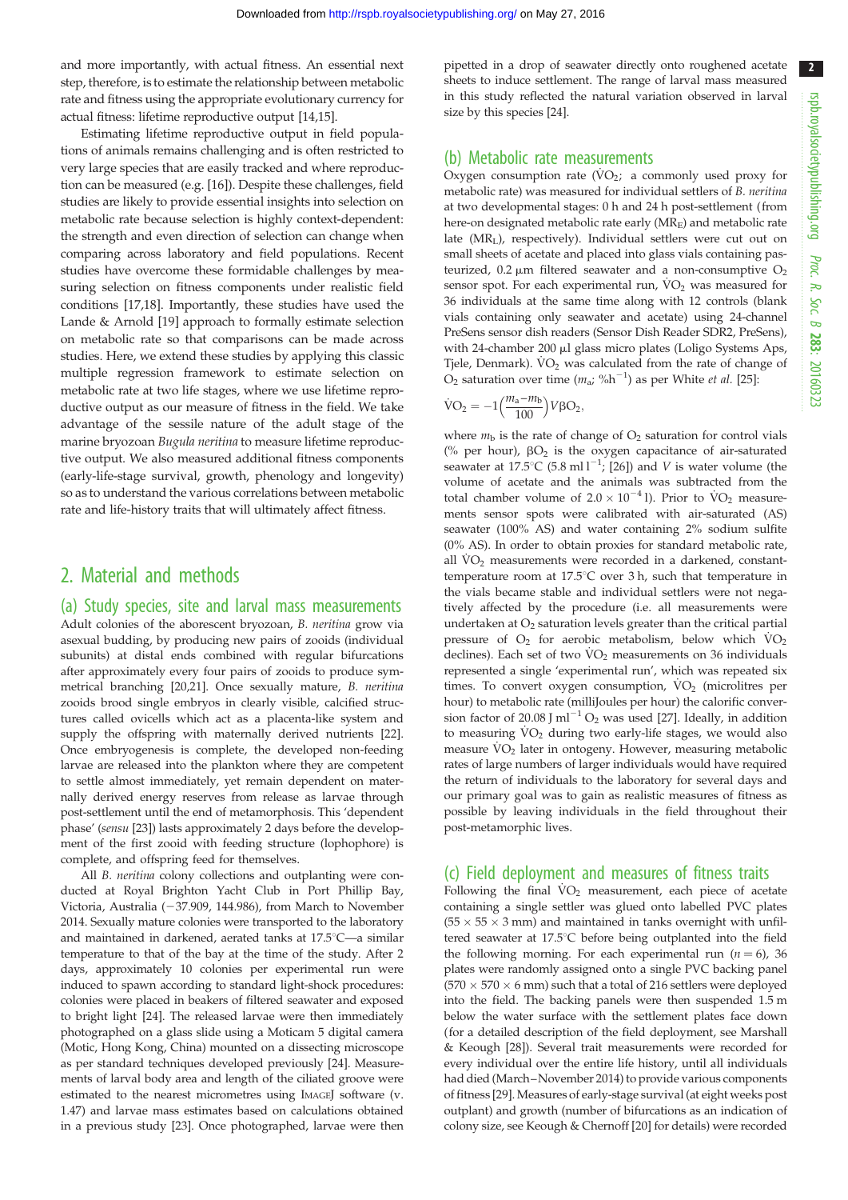and more importantly, with actual fitness. An essential next step, therefore, is to estimate the relationship between metabolic rate and fitness using the appropriate evolutionary currency for actual fitness: lifetime reproductive output [14,15].

Estimating lifetime reproductive output in field populations of animals remains challenging and is often restricted to very large species that are easily tracked and where reproduction can be measured (e.g. [16]). Despite these challenges, field studies are likely to provide essential insights into selection on metabolic rate because selection is highly context-dependent: the strength and even direction of selection can change when comparing across laboratory and field populations. Recent studies have overcome these formidable challenges by measuring selection on fitness components under realistic field conditions [17,18]. Importantly, these studies have used the Lande & Arnold [19] approach to formally estimate selection on metabolic rate so that comparisons can be made across studies. Here, we extend these studies by applying this classic multiple regression framework to estimate selection on metabolic rate at two life stages, where we use lifetime reproductive output as our measure of fitness in the field. We take advantage of the sessile nature of the adult stage of the marine bryozoan *Bugula neritina* to measure lifetime reproductive output. We also measured additional fitness components (early-life-stage survival, growth, phenology and longevity) so as to understand the various correlations between metabolic rate and life-history traits that will ultimately affect fitness.

## 2. Material and methods

### (a) Study species, site and larval mass measurements

Adult colonies of the aborescent bryozoan, *B. neritina* grow via asexual budding, by producing new pairs of zooids (individual subunits) at distal ends combined with regular bifurcations after approximately every four pairs of zooids to produce symmetrical branching [20,21]. Once sexually mature, *B. neritina* zooids brood single embryos in clearly visible, calcified structures called ovicells which act as a placenta-like system and supply the offspring with maternally derived nutrients [22]. Once embryogenesis is complete, the developed non-feeding larvae are released into the plankton where they are competent to settle almost immediately, yet remain dependent on maternally derived energy reserves from release as larvae through post-settlement until the end of metamorphosis. This 'dependent phase' (*sensu* [23]) lasts approximately 2 days before the development of the first zooid with feeding structure (lophophore) is complete, and offspring feed for themselves.

All *B. neritina* colony collections and outplanting were conducted at Royal Brighton Yacht Club in Port Phillip Bay, Victoria, Australia (−37.909, 144.986), from March to November 2014. Sexually mature colonies were transported to the laboratory and maintained in darkened, aerated tanks at 17.5°C—a similar temperature to that of the bay at the time of the study. After 2 days, approximately 10 colonies per experimental run were induced to spawn according to standard light-shock procedures: colonies were placed in beakers of filtered seawater and exposed to bright light [24]. The released larvae were then immediately photographed on a glass slide using a Moticam 5 digital camera (Motic, Hong Kong, China) mounted on a dissecting microscope as per standard techniques developed previously [24]. Measurements of larval body area and length of the ciliated groove were estimated to the nearest micrometres using IMAGEJ software (v. 1.47) and larvae mass estimates based on calculations obtained in a previous study [23]. Once photographed, larvae were then pipetted in a drop of seawater directly onto roughened acetate sheets to induce settlement. The range of larval mass measured in this study reflected the natural variation observed in larval size by this species [24].

### (b) Metabolic rate measurements

Oxygen consumption rate ($\dot{V}O_2$; a commonly used proxy for metabolic rate) was measured for individual settlers of *B. neritina* at two developmental stages: 0 h and 24 h post-settlement (from here-on designated metabolic rate early ($MR_E$) and metabolic rate late ($MR_L$), respectively). Individual settlers were cut out on small sheets of acetate and placed into glass vials containing pasteurized, 0.2 µm filtered seawater and a non-consumptive $O_2$ sensor spot. For each experimental run, $\dot{V}O_2$ was measured for 36 individuals at the same time along with 12 controls (blank vials containing only seawater and acetate) using 24-channel PreSens sensor dish readers (Sensor Dish Reader SDR2, PreSens), with 24-chamber 200 µl glass micro plates (Loligo Systems Aps, Tjele, Denmark). $\dot{V}O_2$ was calculated from the rate of change of $O_2$ saturation over time ($m_a$; %h$^{-1}$) as per White *et al.* [25]:

$$\dot{V}O_2 = -1\left(\frac{m_a - m_b}{100}\right)V\beta O_2,$$

where $m_b$ is the rate of change of $O_2$ saturation for control vials (% per hour), $\beta O_2$ is the oxygen capacitance of air-saturated seawater at 17.5°C (5.8 ml l$^{-1}$; [26]) and $V$ is water volume (the volume of acetate and the animals was subtracted from the total chamber volume of $2.0 \times 10^{-4}$ l). Prior to $\dot{V}O_2$ measurements sensor spots were calibrated with air-saturated (AS) seawater (100% AS) and water containing 2% sodium sulfite (0% AS). In order to obtain proxies for standard metabolic rate, all $\dot{V}O_2$ measurements were recorded in a darkened, constant-temperature room at 17.5°C over 3 h, such that temperature in the vials became stable and individual settlers were not negatively affected by the procedure (i.e. all measurements were undertaken at $O_2$ saturation levels greater than the critical partial pressure of $O_2$ for aerobic metabolism, below which $\dot{V}O_2$ declines). Each set of two $\dot{V}O_2$ measurements on 36 individuals represented a single 'experimental run', which was repeated six times. To convert oxygen consumption, $\dot{V}O_2$ (microlitres per hour) to metabolic rate (milliJoules per hour) the calorific conversion factor of 20.08 J ml$^{-1}$ $O_2$ was used [27]. Ideally, in addition to measuring $\dot{V}O_2$ during two early-life stages, we would also measure $\dot{V}O_2$ later in ontogeny. However, measuring metabolic rates of large numbers of larger individuals would have required the return of individuals to the laboratory for several days and our primary goal was to gain as realistic measures of fitness as possible by leaving individuals in the field throughout their post-metamorphic lives.

### (c) Field deployment and measures of fitness traits

Following the final $\dot{V}O_2$ measurement, each piece of acetate containing a single settler was glued onto labelled PVC plates (55 × 55 × 3 mm) and maintained in tanks overnight with unfiltered seawater at 17.5°C before being outplanted into the field the following morning. For each experimental run ($n = 6$), 36 plates were randomly assigned onto a single PVC backing panel (570 × 570 × 6 mm) such that a total of 216 settlers were deployed into the field. The backing panels were then suspended 1.5 m below the water surface with the settlement plates face down (for a detailed description of the field deployment, see Marshall & Keough [28]). Several trait measurements were recorded for every individual over the entire life history, until all individuals had died (March–November 2014) to provide various components of fitness [29]. Measures of early-stage survival (at eight weeks post outplant) and growth (number of bifurcations as an indication of colony size, see Keough & Chernoff [20] for details) were recorded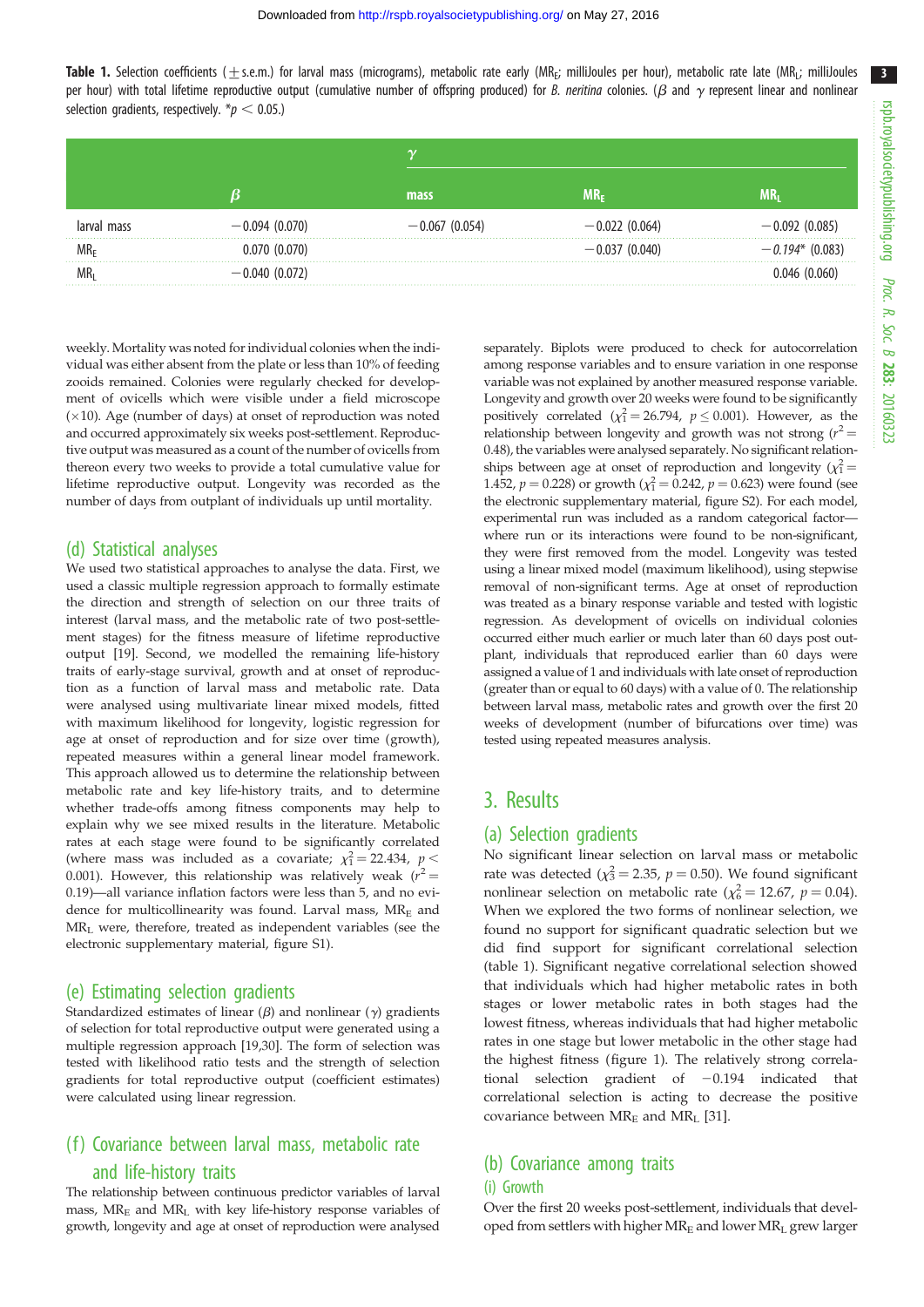**Table 1.** Selection coefficients (± s.e.m.) for larval mass (micrograms), metabolic rate early ($MR_E$; milliJoules per hour), metabolic rate late ($MR_L$; milliJoules per hour) with total lifetime reproductive output (cumulative number of offspring produced) for *B. neritina* colonies. ($\beta$ and $\gamma$ represent linear and nonlinear selection gradients, respectively. *$p < 0.05$.)

| | | $\gamma$ | | |
|---|---|---|---|---|
| | $\beta$ | mass | $MR_E$ | $MR_L$ |
| larval mass | −0.094 (0.070) | −0.067 (0.054) | −0.022 (0.064) | −0.092 (0.085) |
| $MR_E$ | 0.070 (0.070) | | −0.037 (0.040) | *−0.194** (0.083) |
| $MR_L$ | −0.040 (0.072) | | | 0.046 (0.060) |

weekly. Mortality was noted for individual colonies when the individual was either absent from the plate or less than 10% of feeding zooids remained. Colonies were regularly checked for development of ovicells which were visible under a field microscope (×10). Age (number of days) at onset of reproduction was noted and occurred approximately six weeks post-settlement. Reproductive output was measured as a count of the number of ovicells from thereon every two weeks to provide a total cumulative value for lifetime reproductive output. Longevity was recorded as the number of days from outplant of individuals up until mortality.

## (d) Statistical analyses

We used two statistical approaches to analyse the data. First, we used a classic multiple regression approach to formally estimate the direction and strength of selection on our three traits of interest (larval mass, and the metabolic rate of two post-settlement stages) for the fitness measure of lifetime reproductive output [19]. Second, we modelled the remaining life-history traits of early-stage survival, growth and at onset of reproduction as a function of larval mass and metabolic rate. Data were analysed using multivariate linear mixed models, fitted with maximum likelihood for longevity, logistic regression for age at onset of reproduction and for size over time (growth), repeated measures within a general linear model framework. This approach allowed us to determine the relationship between metabolic rate and key life-history traits, and to determine whether trade-offs among fitness components may help to explain why we see mixed results in the literature. Metabolic rates at each stage were found to be significantly correlated (where mass was included as a covariate; $\chi^2_1 = 22.434$, $p < 0.001$). However, this relationship was relatively weak ($r^2 = 0.19$)—all variance inflation factors were less than 5, and no evidence for multicollinearity was found. Larval mass, $MR_E$ and $MR_L$ were, therefore, treated as independent variables (see the electronic supplementary material, figure S1).

## (e) Estimating selection gradients

Standardized estimates of linear ($\beta$) and nonlinear ($\gamma$) gradients of selection for total reproductive output were generated using a multiple regression approach [19,30]. The form of selection was tested with likelihood ratio tests and the strength of selection gradients for total reproductive output (coefficient estimates) were calculated using linear regression.

## (f) Covariance between larval mass, metabolic rate and life-history traits

The relationship between continuous predictor variables of larval mass, $MR_E$ and $MR_L$ with key life-history response variables of growth, longevity and age at onset of reproduction were analysed separately. Biplots were produced to check for autocorrelation among response variables and to ensure variation in one response variable was not explained by another measured response variable. Longevity and growth over 20 weeks were found to be significantly positively correlated ($\chi^2_1 = 26.794$, $p \leq 0.001$). However, as the relationship between longevity and growth was not strong ($r^2 = 0.48$), the variables were analysed separately. No significant relationships between age at onset of reproduction and longevity ($\chi^2_1 = 1.452$, $p = 0.228$) or growth ($\chi^2_1 = 0.242$, $p = 0.623$) were found (see the electronic supplementary material, figure S2). For each model, experimental run was included as a random categorical factor—where run or its interactions were found to be non-significant, they were first removed from the model. Longevity was tested using a linear mixed model (maximum likelihood), using stepwise removal of non-significant terms. Age at onset of reproduction was treated as a binary response variable and tested with logistic regression. As development of ovicells on individual colonies occurred either much earlier or much later than 60 days post outplant, individuals that reproduced earlier than 60 days were assigned a value of 1 and individuals with late onset of reproduction (greater than or equal to 60 days) with a value of 0. The relationship between larval mass, metabolic rates and growth over the first 20 weeks of development (number of bifurcations over time) was tested using repeated measures analysis.

# 3. Results

## (a) Selection gradients

No significant linear selection on larval mass or metabolic rate was detected ($\chi^2_3 = 2.35$, $p = 0.50$). We found significant nonlinear selection on metabolic rate ($\chi^2_6 = 12.67$, $p = 0.04$). When we explored the two forms of nonlinear selection, we found no support for significant quadratic selection but we did find support for significant correlational selection (table 1). Significant negative correlational selection showed that individuals which had higher metabolic rates in both stages or lower metabolic rates in both stages had the lowest fitness, whereas individuals that had higher metabolic rates in one stage but lower metabolic in the other stage had the highest fitness (figure 1). The relatively strong correlational selection gradient of −0.194 indicated that correlational selection is acting to decrease the positive covariance between $MR_E$ and $MR_L$ [31].

## (b) Covariance among traits

### (i) Growth

Over the first 20 weeks post-settlement, individuals that developed from settlers with higher $MR_E$ and lower $MR_L$ grew larger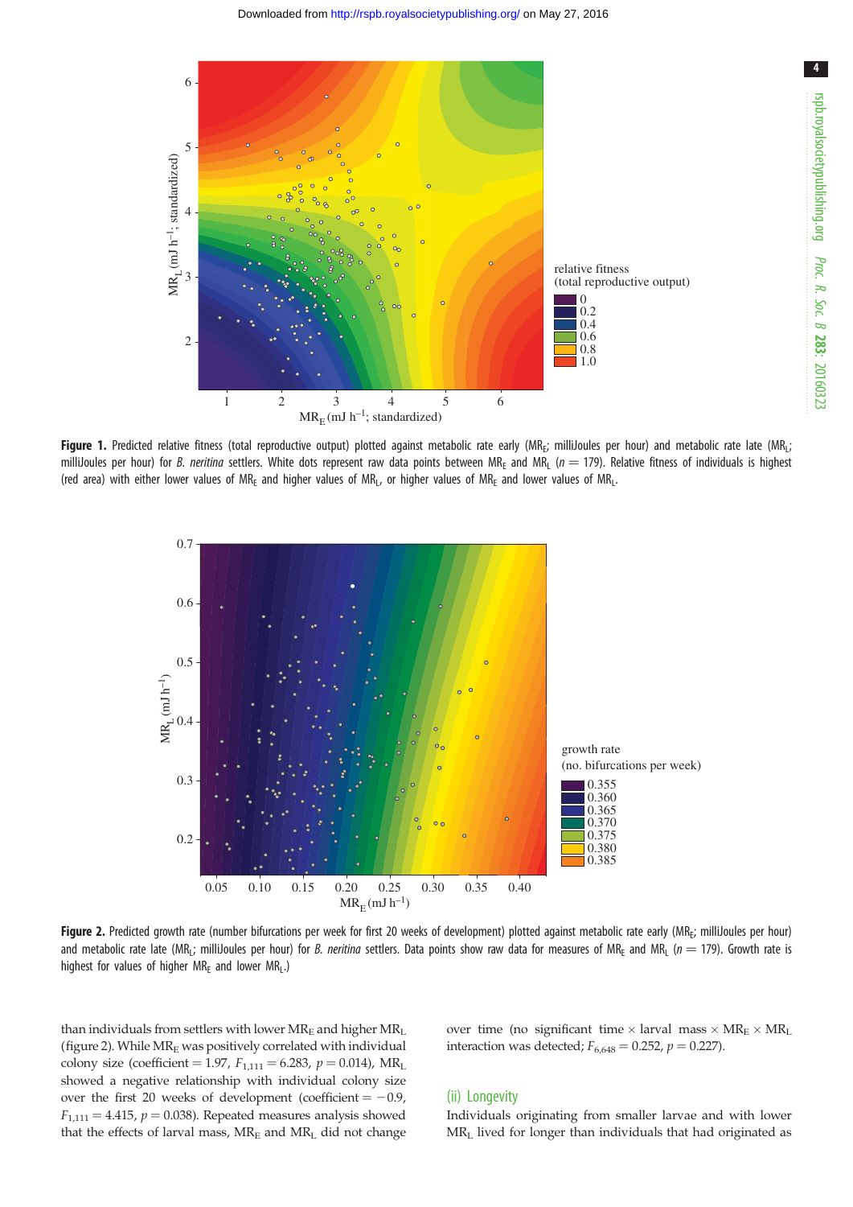**Figure 1.** Predicted relative fitness (total reproductive output) plotted against metabolic rate early ($MR_E$; milliJoules per hour) and metabolic rate late ($MR_L$; milliJoules per hour) for *B. neritina* settlers. White dots represent raw data points between $MR_E$ and $MR_L$ ($n = 179$). Relative fitness of individuals is highest (red area) with either lower values of $MR_E$ and higher values of $MR_L$, or higher values of $MR_E$ and lower values of $MR_L$.

**Figure 2.** Predicted growth rate (number bifurcations per week for first 20 weeks of development) plotted against metabolic rate early ($MR_E$; milliJoules per hour) and metabolic rate late ($MR_L$; milliJoules per hour) for *B. neritina* settlers. Data points show raw data for measures of $MR_E$ and $MR_L$ ($n = 179$). Growth rate is highest for values of higher $MR_E$ and lower $MR_L$.)

than individuals from settlers with lower $MR_E$ and higher $MR_L$ (figure 2). While $MR_E$ was positively correlated with individual colony size (coefficient = 1.97, $F_{1,111} = 6.283$, $p = 0.014$), $MR_L$ showed a negative relationship with individual colony size over the first 20 weeks of development (coefficient = −0.9, $F_{1,111} = 4.415$, $p = 0.038$). Repeated measures analysis showed that the effects of larval mass, $MR_E$ and $MR_L$ did not change over time (no significant time × larval mass × $MR_E$ × $MR_L$ interaction was detected; $F_{6,648} = 0.252$, $p = 0.227$).

### (ii) Longevity

Individuals originating from smaller larvae and with lower $MR_L$ lived for longer than individuals that had originated as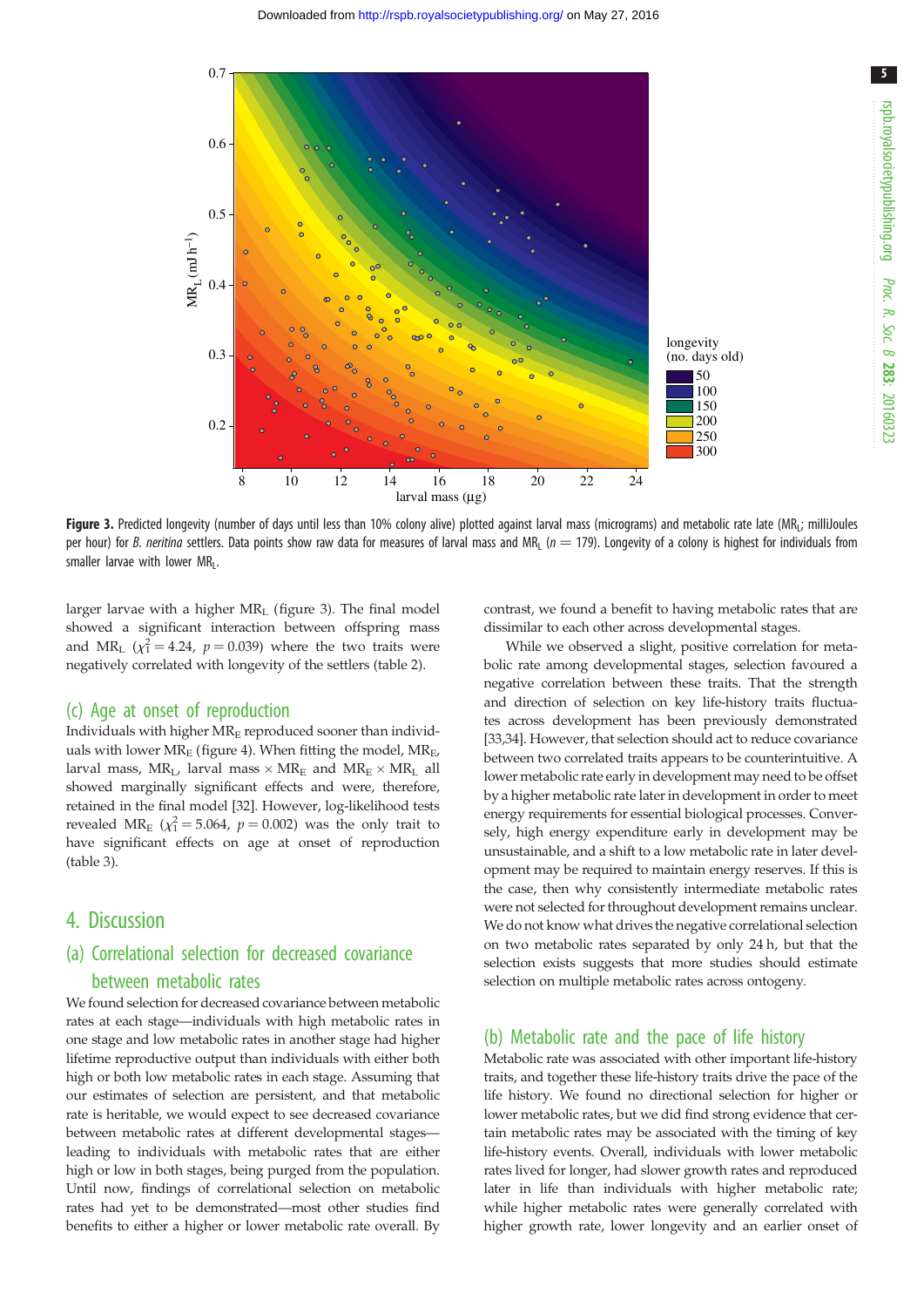**Figure 3.** Predicted longevity (number of days until less than 10% colony alive) plotted against larval mass (micrograms) and metabolic rate late ($MR_L$; milliJoules per hour) for *B. neritina* settlers. Data points show raw data for measures of larval mass and $MR_L$ ($n = 179$). Longevity of a colony is highest for individuals from smaller larvae with lower $MR_L$.

larger larvae with a higher $MR_L$ (figure 3). The final model showed a significant interaction between offspring mass and $MR_L$ ($\chi^2_1 = 4.24$, $p = 0.039$) where the two traits were negatively correlated with longevity of the settlers (table 2).

### (c) Age at onset of reproduction

Individuals with higher $MR_E$ reproduced sooner than individuals with lower $MR_E$ (figure 4). When fitting the model, $MR_E$, larval mass, $MR_L$, larval mass × $MR_E$ and $MR_E$ × $MR_L$ all showed marginally significant effects and were, therefore, retained in the final model [32]. However, log-likelihood tests revealed $MR_E$ ($\chi^2_1 = 5.064$, $p = 0.002$) was the only trait to have significant effects on age at onset of reproduction (table 3).

## 4. Discussion

### (a) Correlational selection for decreased covariance between metabolic rates

We found selection for decreased covariance between metabolic rates at each stage—individuals with high metabolic rates in one stage and low metabolic rates in another stage had higher lifetime reproductive output than individuals with either both high or both low metabolic rates in each stage. Assuming that our estimates of selection are persistent, and that metabolic rate is heritable, we would expect to see decreased covariance between metabolic rates at different developmental stages—leading to individuals with metabolic rates that are either high or low in both stages, being purged from the population. Until now, findings of correlational selection on metabolic rates had yet to be demonstrated—most other studies find benefits to either a higher or lower metabolic rate overall. By contrast, we found a benefit to having metabolic rates that are dissimilar to each other across developmental stages.

While we observed a slight, positive correlation for metabolic rate among developmental stages, selection favoured a negative correlation between these traits. That the strength and direction of selection on key life-history traits fluctuates across development has been previously demonstrated [33,34]. However, that selection should act to reduce covariance between two correlated traits appears to be counterintuitive. A lower metabolic rate early in development may need to be offset by a higher metabolic rate later in development in order to meet energy requirements for essential biological processes. Conversely, high energy expenditure early in development may be unsustainable, and a shift to a low metabolic rate in later development may be required to maintain energy reserves. If this is the case, then why consistently intermediate metabolic rates were not selected for throughout development remains unclear. We do not know what drives the negative correlational selection on two metabolic rates separated by only 24 h, but that the selection exists suggests that more studies should estimate selection on multiple metabolic rates across ontogeny.

### (b) Metabolic rate and the pace of life history

Metabolic rate was associated with other important life-history traits, and together these life-history traits drive the pace of the life history. We found no directional selection for higher or lower metabolic rates, but we did find strong evidence that certain metabolic rates may be associated with the timing of key life-history events. Overall, individuals with lower metabolic rates lived for longer, had slower growth rates and reproduced later in life than individuals with higher metabolic rate; while higher metabolic rates were generally correlated with higher growth rate, lower longevity and an earlier onset of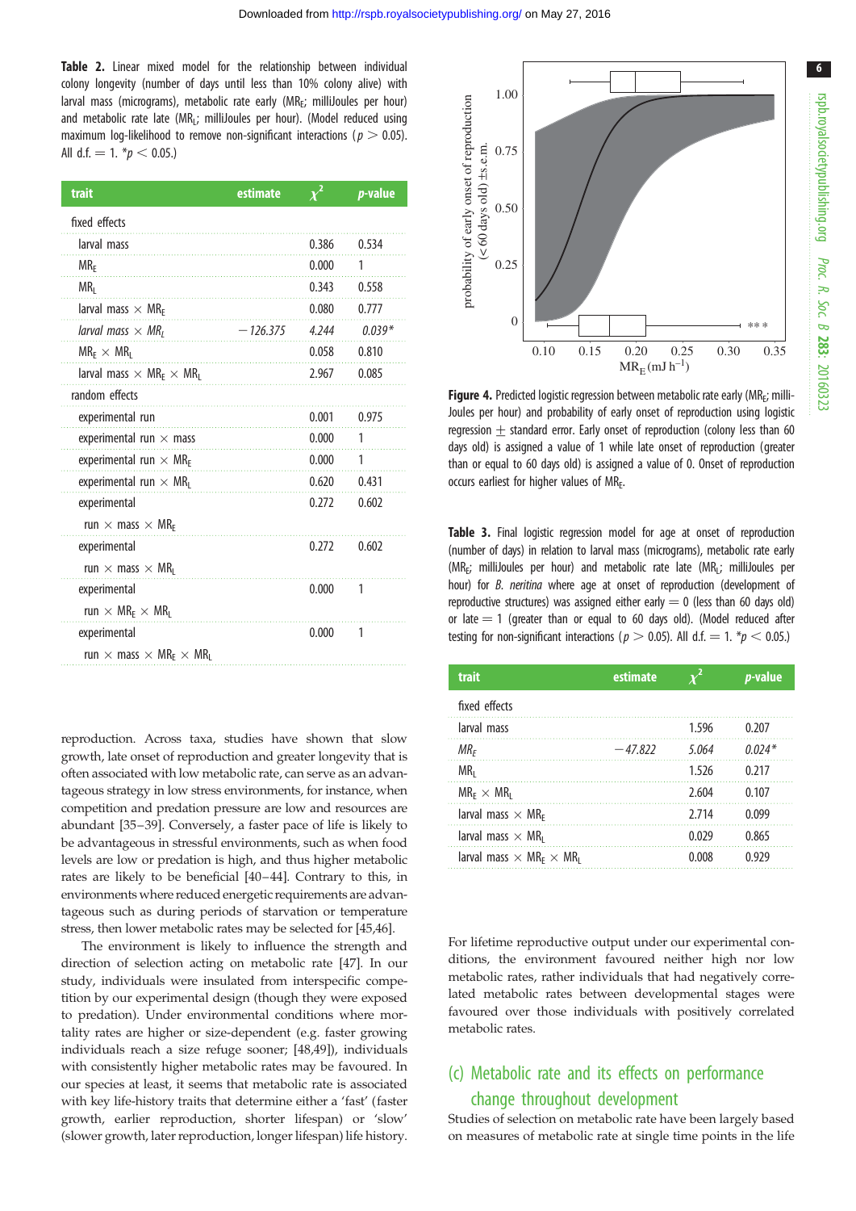**Table 2.** Linear mixed model for the relationship between individual colony longevity (number of days until less than 10% colony alive) with larval mass (micrograms), metabolic rate early ($MR_E$; milliJoules per hour) and metabolic rate late ($MR_L$; milliJoules per hour). (Model reduced using maximum log-likelihood to remove non-significant interactions ($p > 0.05$). All d.f. = 1. \*$p < 0.05$.)

| trait | estimate | $\chi^2$ | *p*-value |
|---|---|---|---|
| fixed effects | | | |
| larval mass | | 0.386 | 0.534 |
| $MR_E$ | | 0.000 | 1 |
| $MR_L$ | | 0.343 | 0.558 |
| larval mass × $MR_E$ | | 0.080 | 0.777 |
| *larval mass × $MR_L$* | *−126.375* | *4.244* | *0.039\** |
| $MR_E$ × $MR_L$ | | 0.058 | 0.810 |
| larval mass × $MR_E$ × $MR_L$ | | 2.967 | 0.085 |
| random effects | | | |
| experimental run | | 0.001 | 0.975 |
| experimental run × mass | | 0.000 | 1 |
| experimental run × $MR_E$ | | 0.000 | 1 |
| experimental run × $MR_L$ | | 0.620 | 0.431 |
| experimental run × mass × $MR_E$ | | 0.272 | 0.602 |
| experimental run × mass × $MR_L$ | | 0.272 | 0.602 |
| experimental run × $MR_E$ × $MR_L$ | | 0.000 | 1 |
| experimental run × mass × $MR_E$ × $MR_L$ | | 0.000 | 1 |

reproduction. Across taxa, studies have shown that slow growth, late onset of reproduction and greater longevity that is often associated with low metabolic rate, can serve as an advantageous strategy in low stress environments, for instance, when competition and predation pressure are low and resources are abundant [35–39]. Conversely, a faster pace of life is likely to be advantageous in stressful environments, such as when food levels are low or predation is high, and thus higher metabolic rates are likely to be beneficial [40–44]. Contrary to this, in environments where reduced energetic requirements are advantageous such as during periods of starvation or temperature stress, then lower metabolic rates may be selected for [45,46].

The environment is likely to influence the strength and direction of selection acting on metabolic rate [47]. In our study, individuals were insulated from interspecific competition by our experimental design (though they were exposed to predation). Under environmental conditions where mortality rates are higher or size-dependent (e.g. faster growing individuals reach a size refuge sooner; [48,49]), individuals with consistently higher metabolic rates may be favoured. In our species at least, it seems that metabolic rate is associated with key life-history traits that determine either a 'fast' (faster growth, earlier reproduction, shorter lifespan) or 'slow' (slower growth, later reproduction, longer lifespan) life history.

**Figure 4.** Predicted logistic regression between metabolic rate early ($MR_E$; milliJoules per hour) and probability of early onset of reproduction using logistic regression ± standard error. Early onset of reproduction (colony less than 60 days old) is assigned a value of 1 while late onset of reproduction (greater than or equal to 60 days old) is assigned a value of 0. Onset of reproduction occurs earliest for higher values of $MR_E$.

**Table 3.** Final logistic regression model for age at onset of reproduction (number of days) in relation to larval mass (micrograms), metabolic rate early ($MR_E$; milliJoules per hour) and metabolic rate late ($MR_L$; milliJoules per hour) for *B. neritina* where age at onset of reproduction (development of reproductive structures) was assigned either early = 0 (less than 60 days old) or late = 1 (greater than or equal to 60 days old). (Model reduced after testing for non-significant interactions ($p > 0.05$). All d.f. = 1. \*$p < 0.05$.)

| trait | estimate | $\chi^2$ | *p*-value |
|---|---|---|---|
| fixed effects | | | |
| larval mass | | 1.596 | 0.207 |
| *$MR_E$* | *−47.822* | *5.064* | *0.024\** |
| $MR_L$ | | 1.526 | 0.217 |
| $MR_E$ × $MR_L$ | | 2.604 | 0.107 |
| larval mass × $MR_E$ | | 2.714 | 0.099 |
| larval mass × $MR_L$ | | 0.029 | 0.865 |
| larval mass × $MR_E$ × $MR_L$ | | 0.008 | 0.929 |

For lifetime reproductive output under our experimental conditions, the environment favoured neither high nor low metabolic rates, rather individuals that had negatively correlated metabolic rates between developmental stages were favoured over those individuals with positively correlated metabolic rates.

## (c) Metabolic rate and its effects on performance change throughout development

Studies of selection on metabolic rate have been largely based on measures of metabolic rate at single time points in the life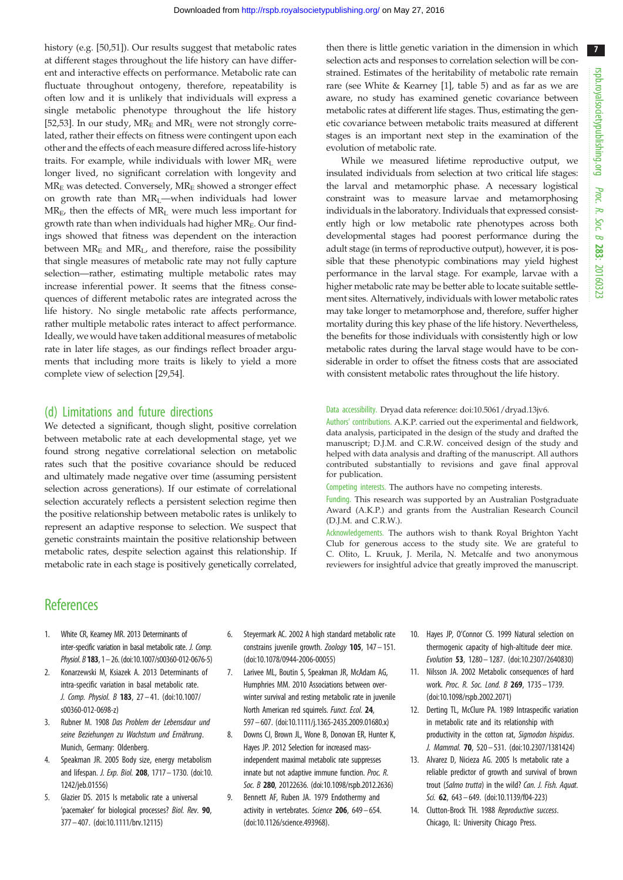history (e.g. [50,51]). Our results suggest that metabolic rates at different stages throughout the life history can have different and interactive effects on performance. Metabolic rate can fluctuate throughout ontogeny, therefore, repeatability is often low and it is unlikely that individuals will express a single metabolic phenotype throughout the life history [52,53]. In our study, $MR_E$ and $MR_L$ were not strongly correlated, rather their effects on fitness were contingent upon each other and the effects of each measure differed across life-history traits. For example, while individuals with lower $MR_L$ were longer lived, no significant correlation with longevity and $MR_E$ was detected. Conversely, $MR_E$ showed a stronger effect on growth rate than $MR_L$—when individuals had lower $MR_E$, then the effects of $MR_L$ were much less important for growth rate than when individuals had higher $MR_E$. Our findings showed that fitness was dependent on the interaction between $MR_E$ and $MR_L$, and therefore, raise the possibility that single measures of metabolic rate may not fully capture selection—rather, estimating multiple metabolic rates may increase inferential power. It seems that the fitness consequences of different metabolic rates are integrated across the life history. No single metabolic rate affects performance, rather multiple metabolic rates interact to affect performance. Ideally, we would have taken additional measures of metabolic rate in later life stages, as our findings reflect broader arguments that including more traits is likely to yield a more complete view of selection [29,54].

## (d) Limitations and future directions

We detected a significant, though slight, positive correlation between metabolic rate at each developmental stage, yet we found strong negative correlational selection on metabolic rates such that the positive covariance should be reduced and ultimately made negative over time (assuming persistent selection across generations). If our estimate of correlational selection accurately reflects a persistent selection regime then the positive relationship between metabolic rates is unlikely to represent an adaptive response to selection. We suspect that genetic constraints maintain the positive relationship between metabolic rates, despite selection against this relationship. If metabolic rate in each stage is positively genetically correlated, then there is little genetic variation in the dimension in which selection acts and responses to correlation selection will be constrained. Estimates of the heritability of metabolic rate remain rare (see White & Kearney [1], table 5) and as far as we are aware, no study has examined genetic covariance between metabolic rates at different life stages. Thus, estimating the genetic covariance between metabolic traits measured at different stages is an important next step in the examination of the evolution of metabolic rate.

While we measured lifetime reproductive output, we insulated individuals from selection at two critical life stages: the larval and metamorphic phase. A necessary logistical constraint was to measure larvae and metamorphosing individuals in the laboratory. Individuals that expressed consistently high or low metabolic rate phenotypes across both developmental stages had poorest performance during the adult stage (in terms of reproductive output), however, it is possible that these phenotypic combinations may yield highest performance in the larval stage. For example, larvae with a higher metabolic rate may be better able to locate suitable settlement sites. Alternatively, individuals with lower metabolic rates may take longer to metamorphose and, therefore, suffer higher mortality during this key phase of the life history. Nevertheless, the benefits for those individuals with consistently high or low metabolic rates during the larval stage would have to be considerable in order to offset the fitness costs that are associated with consistent metabolic rates throughout the life history.

Data accessibility. Dryad data reference: doi:10.5061/dryad.13jv6.

Authors' contributions. A.K.P. carried out the experimental and fieldwork, data analysis, participated in the design of the study and drafted the manuscript; D.J.M. and C.R.W. conceived design of the study and helped with data analysis and drafting of the manuscript. All authors contributed substantially to revisions and gave final approval for publication.

Competing interests. The authors have no competing interests.

Funding. This research was supported by an Australian Postgraduate Award (A.K.P.) and grants from the Australian Research Council (D.J.M. and C.R.W.).

Acknowledgements. The authors wish to thank Royal Brighton Yacht Club for generous access to the study site. We are grateful to C. Olito, L. Kruuk, J. Merila, N. Metcalfe and two anonymous reviewers for insightful advice that greatly improved the manuscript.

## References

1. White CR, Kearney MR. 2013 Determinants of inter-specific variation in basal metabolic rate. *J. Comp. Physiol. B* **183**, 1–26. (doi:10.1007/s00360-012-0676-5)
2. Konarzewski M, Ksiazek A. 2013 Determinants of intra-specific variation in basal metabolic rate. *J. Comp. Physiol. B* **183**, 27–41. (doi:10.1007/s00360-012-0698-z)
3. Rubner M. 1908 *Das Problem der Lebensdaur und seine Beziehungen zu Wachstum und Ernährung*. Munich, Germany: Oldenberg.
4. Speakman JR. 2005 Body size, energy metabolism and lifespan. *J. Exp. Biol.* **208**, 1717–1730. (doi:10.1242/jeb.01556)
5. Glazier DS. 2015 Is metabolic rate a universal 'pacemaker' for biological processes? *Biol. Rev.* **90**, 377–407. (doi:10.1111/brv.12115)
6. Steyermark AC. 2002 A high standard metabolic rate constrains juvenile growth. *Zoology* **105**, 147–151. (doi:10.1078/0944-2006-00055)
7. Larivee ML, Boutin S, Speakman JR, McAdam AG, Humphries MM. 2010 Associations between over-winter survival and resting metabolic rate in juvenile North American red squirrels. *Funct. Ecol.* **24**, 597–607. (doi:10.1111/j.1365-2435.2009.01680.x)
8. Downs CJ, Brown JL, Wone B, Donovan ER, Hunter K, Hayes JP. 2012 Selection for increased mass-independent maximal metabolic rate suppresses innate but not adaptive immune function. *Proc. R. Soc. B* **280**, 20122636. (doi:10.1098/rspb.2012.2636)
9. Bennett AF, Ruben JA. 1979 Endothermy and activity in vertebrates. *Science* **206**, 649–654. (doi:10.1126/science.493968).
10. Hayes JP, O'Connor CS. 1999 Natural selection on thermogenic capacity of high-altitude deer mice. *Evolution* **53**, 1280–1287. (doi:10.2307/2640830)
11. Nilsson JA. 2002 Metabolic consequences of hard work. *Proc. R. Soc. Lond. B* **269**, 1735–1739. (doi:10.1098/rspb.2002.2071)
12. Derting TL, McClure PA. 1989 Intraspecific variation in metabolic rate and its relationship with productivity in the cotton rat, *Sigmodon hispidus*. *J. Mammal.* **70**, 520–531. (doi:10.2307/1381424)
13. Alvarez D, Nicieza AG. 2005 Is metabolic rate a reliable predictor of growth and survival of brown trout (*Salmo trutta*) in the wild? *Can. J. Fish. Aquat. Sci.* **62**, 643–649. (doi:10.1139/f04-223)
14. Clutton-Brock TH. 1988 *Reproductive success*. Chicago, IL: University Chicago Press.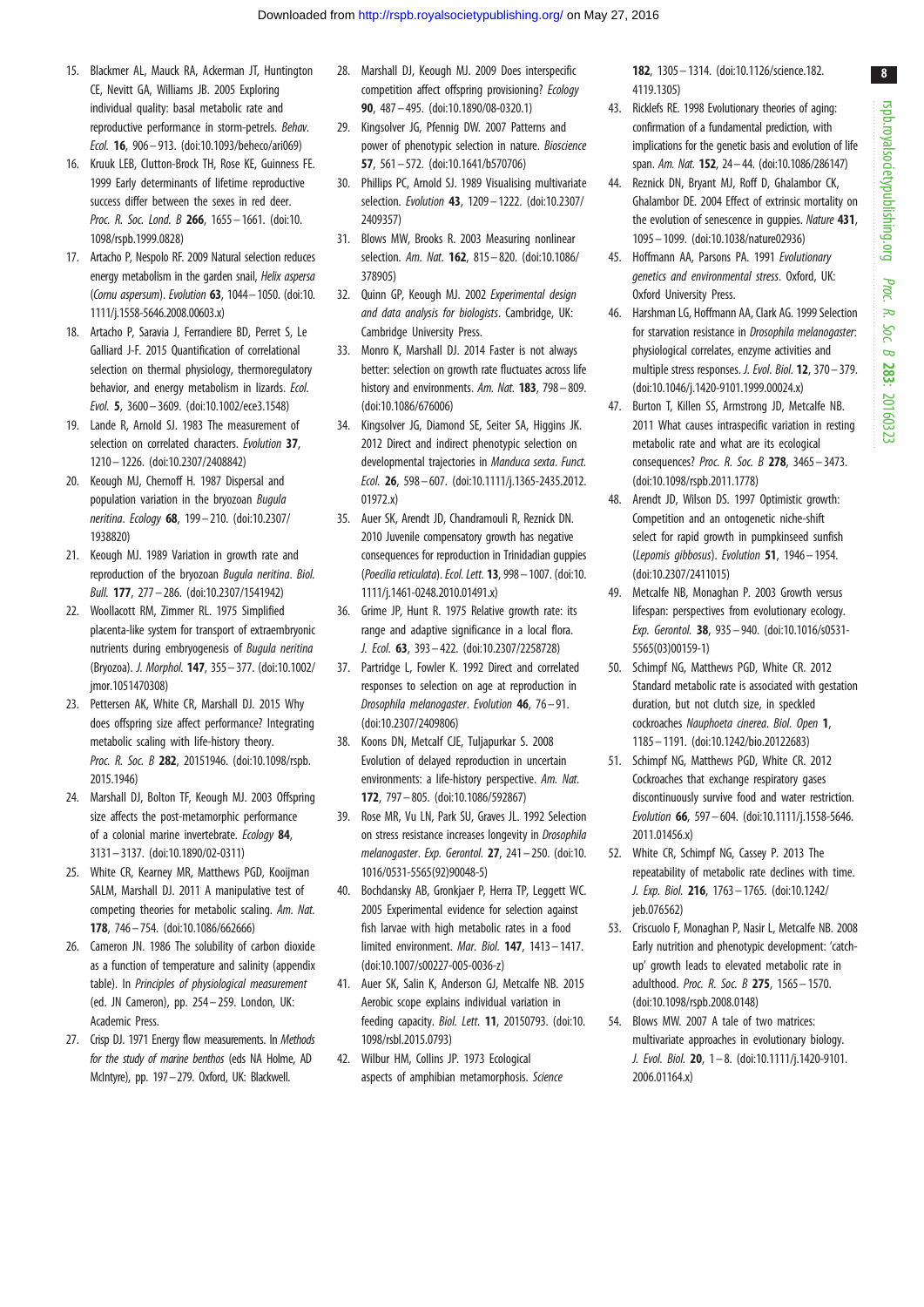15. Blackmer AL, Mauck RA, Ackerman JT, Huntington CE, Nevitt GA, Williams JB. 2005 Exploring individual quality: basal metabolic rate and reproductive performance in storm-petrels. *Behav. Ecol.* **16**, 906–913. (doi:10.1093/beheco/ari069)
16. Kruuk LEB, Clutton-Brock TH, Rose KE, Guinness FE. 1999 Early determinants of lifetime reproductive success differ between the sexes in red deer. *Proc. R. Soc. Lond. B* **266**, 1655–1661. (doi:10.1098/rspb.1999.0828)
17. Artacho P, Nespolo RF. 2009 Natural selection reduces energy metabolism in the garden snail, *Helix aspersa* (*Cornu aspersum*). *Evolution* **63**, 1044–1050. (doi:10.1111/j.1558-5646.2008.00603.x)
18. Artacho P, Saravia J, Ferrandiere BD, Perret S, Le Galliard J-F. 2015 Quantification of correlational selection on thermal physiology, thermoregulatory behavior, and energy metabolism in lizards. *Ecol. Evol.* **5**, 3600–3609. (doi:10.1002/ece3.1548)
19. Lande R, Arnold SJ. 1983 The measurement of selection on correlated characters. *Evolution* **37**, 1210–1226. (doi:10.2307/2408842)
20. Keough MJ, Chernoff H. 1987 Dispersal and population variation in the bryozoan *Bugula neritina*. *Ecology* **68**, 199–210. (doi:10.2307/1938820)
21. Keough MJ. 1989 Variation in growth rate and reproduction of the bryozoan *Bugula neritina*. *Biol. Bull.* **177**, 277–286. (doi:10.2307/1541942)
22. Woollacott RM, Zimmer RL. 1975 Simplified placenta-like system for transport of extraembryonic nutrients during embryogenesis of *Bugula neritina* (Bryozoa). *J. Morphol.* **147**, 355–377. (doi:10.1002/jmor.1051470308)
23. Pettersen AK, White CR, Marshall DJ. 2015 Why does offspring size affect performance? Integrating metabolic scaling with life-history theory. *Proc. R. Soc. B* **282**, 20151946. (doi:10.1098/rspb.2015.1946)
24. Marshall DJ, Bolton TF, Keough MJ. 2003 Offspring size affects the post-metamorphic performance of a colonial marine invertebrate. *Ecology* **84**, 3131–3137. (doi:10.1890/02-0311)
25. White CR, Kearney MR, Matthews PGD, Kooijman SALM, Marshall DJ. 2011 A manipulative test of competing theories for metabolic scaling. *Am. Nat.* **178**, 746–754. (doi:10.1086/662666)
26. Cameron JN. 1986 The solubility of carbon dioxide as a function of temperature and salinity (appendix table). In *Principles of physiological measurement* (ed. JN Cameron), pp. 254–259. London, UK: Academic Press.
27. Crisp DJ. 1971 Energy flow measurements. In *Methods for the study of marine benthos* (eds NA Holme, AD McIntyre), pp. 197–279. Oxford, UK: Blackwell.
28. Marshall DJ, Keough MJ. 2009 Does interspecific competition affect offspring provisioning? *Ecology* **90**, 487–495. (doi:10.1890/08-0320.1)
29. Kingsolver JG, Pfennig DW. 2007 Patterns and power of phenotypic selection in nature. *Bioscience* **57**, 561–572. (doi:10.1641/b570706)
30. Phillips PC, Arnold SJ. 1989 Visualising multivariate selection. *Evolution* **43**, 1209–1222. (doi:10.2307/2409357)
31. Blows MW, Brooks R. 2003 Measuring nonlinear selection. *Am. Nat.* **162**, 815–820. (doi:10.1086/378905)
32. Quinn GP, Keough MJ. 2002 *Experimental design and data analysis for biologists*. Cambridge, UK: Cambridge University Press.
33. Monro K, Marshall DJ. 2014 Faster is not always better: selection on growth rate fluctuates across life history and environments. *Am. Nat.* **183**, 798–809. (doi:10.1086/676006)
34. Kingsolver JG, Diamond SE, Seiter SA, Higgins JK. 2012 Direct and indirect phenotypic selection on developmental trajectories in *Manduca sexta*. *Funct. Ecol.* **26**, 598–607. (doi:10.1111/j.1365-2435.2012.01972.x)
35. Auer SK, Arendt JD, Chandramouli R, Reznick DN. 2010 Juvenile compensatory growth has negative consequences for reproduction in Trinidadian guppies (*Poecilia reticulata*). *Ecol. Lett.* **13**, 998–1007. (doi:10.1111/j.1461-0248.2010.01491.x)
36. Grime JP, Hunt R. 1975 Relative growth rate: its range and adaptive significance in a local flora. *J. Ecol.* **63**, 393–422. (doi:10.2307/2258728)
37. Partridge L, Fowler K. 1992 Direct and correlated responses to selection on age at reproduction in *Drosophila melanogaster*. *Evolution* **46**, 76–91. (doi:10.2307/2409806)
38. Koons DN, Metcalf CJE, Tuljapurkar S. 2008 Evolution of delayed reproduction in uncertain environments: a life-history perspective. *Am. Nat.* **172**, 797–805. (doi:10.1086/592867)
39. Rose MR, Vu LN, Park SU, Graves JL. 1992 Selection on stress resistance increases longevity in *Drosophila melanogaster*. *Exp. Gerontol.* **27**, 241–250. (doi:10.1016/0531-5565(92)90048-5)
40. Bochdansky AB, Gronkjaer P, Herra TP, Leggett WC. 2005 Experimental evidence for selection against fish larvae with high metabolic rates in a food limited environment. *Mar. Biol.* **147**, 1413–1417. (doi:10.1007/s00227-005-0036-z)
41. Auer SK, Salin K, Anderson GJ, Metcalfe NB. 2015 Aerobic scope explains individual variation in feeding capacity. *Biol. Lett.* **11**, 20150793. (doi:10.1098/rsbl.2015.0793)
42. Wilbur HM, Collins JP. 1973 Ecological aspects of amphibian metamorphosis. *Science* **182**, 1305–1314. (doi:10.1126/science.182.4119.1305)
43. Ricklefs RE. 1998 Evolutionary theories of aging: confirmation of a fundamental prediction, with implications for the genetic basis and evolution of life span. *Am. Nat.* **152**, 24–44. (doi:10.1086/286147)
44. Reznick DN, Bryant MJ, Roff D, Ghalambor CK, Ghalambor DE. 2004 Effect of extrinsic mortality on the evolution of senescence in guppies. *Nature* **431**, 1095–1099. (doi:10.1038/nature02936)
45. Hoffmann AA, Parsons PA. 1991 *Evolutionary genetics and environmental stress*. Oxford, UK: Oxford University Press.
46. Harshman LG, Hoffmann AA, Clark AG. 1999 Selection for starvation resistance in *Drosophila melanogaster*: physiological correlates, enzyme activities and multiple stress responses. *J. Evol. Biol.* **12**, 370–379. (doi:10.1046/j.1420-9101.1999.00024.x)
47. Burton T, Killen SS, Armstrong JD, Metcalfe NB. 2011 What causes intraspecific variation in resting metabolic rate and what are its ecological consequences? *Proc. R. Soc. B* **278**, 3465–3473. (doi:10.1098/rspb.2011.1778)
48. Arendt JD, Wilson DS. 1997 Optimistic growth: Competition and an ontogenetic niche-shift select for rapid growth in pumpkinseed sunfish (*Lepomis gibbosus*). *Evolution* **51**, 1946–1954. (doi:10.2307/2411015)
49. Metcalfe NB, Monaghan P. 2003 Growth versus lifespan: perspectives from evolutionary ecology. *Exp. Gerontol.* **38**, 935–940. (doi:10.1016/s0531-5565(03)00159-1)
50. Schimpf NG, Matthews PGD, White CR. 2012 Standard metabolic rate is associated with gestation duration, but not clutch size, in speckled cockroaches *Nauphoeta cinerea*. *Biol. Open* **1**, 1185–1191. (doi:10.1242/bio.20122683)
51. Schimpf NG, Matthews PGD, White CR. 2012 Cockroaches that exchange respiratory gases discontinuously survive food and water restriction. *Evolution* **66**, 597–604. (doi:10.1111/j.1558-5646.2011.01456.x)
52. White CR, Schimpf NG, Cassey P. 2013 The repeatability of metabolic rate declines with time. *J. Exp. Biol.* **216**, 1763–1765. (doi:10.1242/jeb.076562)
53. Criscuolo F, Monaghan P, Nasir L, Metcalfe NB. 2008 Early nutrition and phenotypic development: 'catch-up' growth leads to elevated metabolic rate in adulthood. *Proc. R. Soc. B* **275**, 1565–1570. (doi:10.1098/rspb.2008.0148)
54. Blows MW. 2007 A tale of two matrices: multivariate approaches in evolutionary biology. *J. Evol. Biol.* **20**, 1–8. (doi:10.1111/j.1420-9101.2006.01164.x)